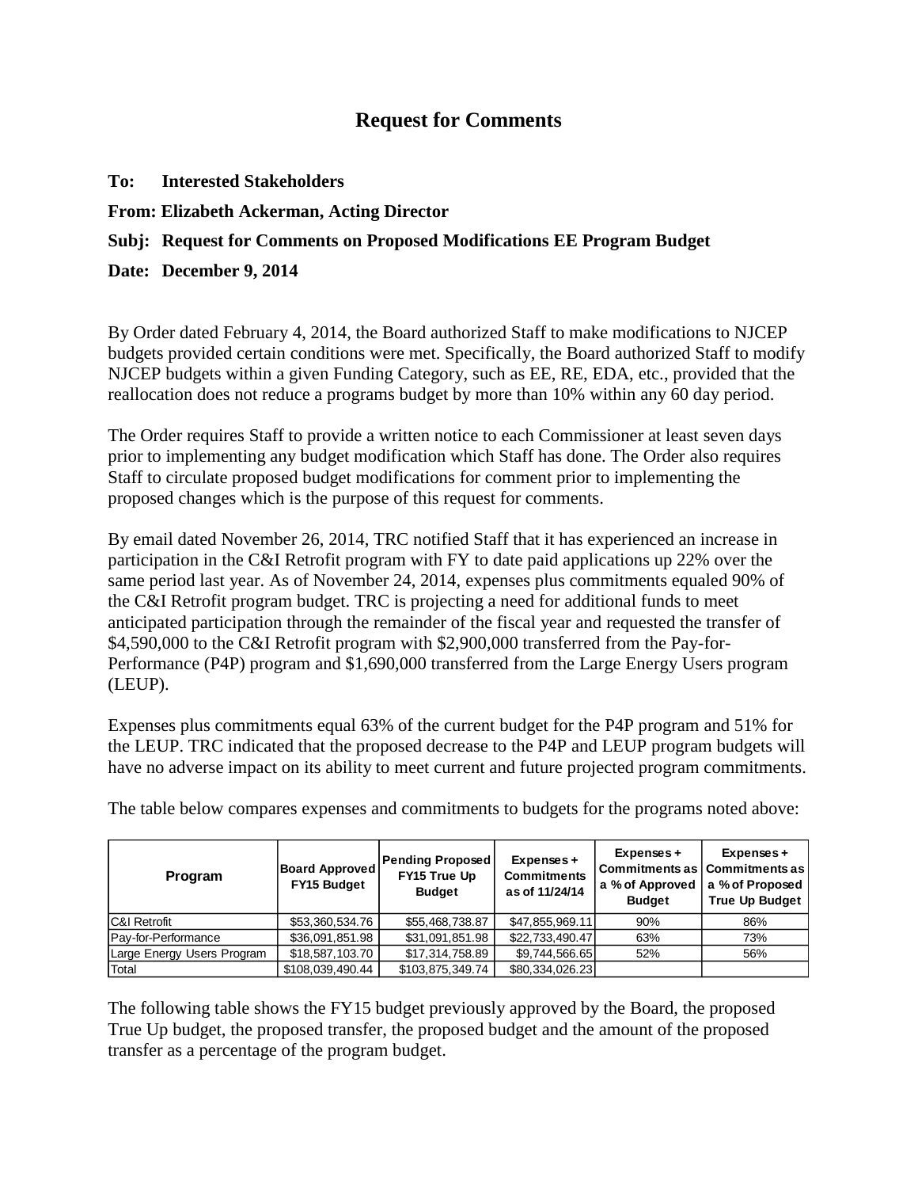# Request for Comments

**To: Interested Stakeholders**

**From: Elizabeth Ackerman, Acting Director**

**Subj: Request for Comments on Proposed Modifications EE Program Budget**

**Date: December 9, 2014**

By Order dated February 4, 2014, the Board authorized Staff to make modifications to NJCEP budgets provided certain conditions were met. Specifically, the Board authorized Staff to modify NJCEP budgets within a given Funding Category, such as EE, RE, EDA, etc., provided that the reallocation does not reduce a programs budget by more than 10% within any 60 day period.

The Order requires Staff to provide a written notice to each Commissioner at least seven days prior to implementing any budget modification which Staff has done. The Order also requires Staff to circulate proposed budget modifications for comment prior to implementing the proposed changes which is the purpose of this request for comments.

By email dated November 26, 2014, TRC notified Staff that it has experienced an increase in participation in the C&I Retrofit program with FY to date paid applications up 22% over the same period last year. As of November 24, 2014, expenses plus commitments equaled 90% of the C&I Retrofit program budget. TRC is projecting a need for additional funds to meet anticipated participation through the remainder of the fiscal year and requested the transfer of $4,590,000 to the C&I Retrofit program with $2,900,000 transferred from the Pay-for-Performance (P4P) program and $1,690,000 transferred from the Large Energy Users program (LEUP).

Expenses plus commitments equal 63% of the current budget for the P4P program and 51% for the LEUP. TRC indicated that the proposed decrease to the P4P and LEUP program budgets will have no adverse impact on its ability to meet current and future projected program commitments.

The table below compares expenses and commitments to budgets for the programs noted above:

| Program | Board Approved FY15 Budget | Pending Proposed FY15 True Up Budget | Expenses + Commitments as of 11/24/14 | Expenses + Commitments as a % of Approved Budget | Expenses + Commitments as a % of Proposed True Up Budget |
|---|---|---|---|---|---|
| C&I Retrofit | $53,360,534.76 | $55,468,738.87 | $47,855,969.11 | 90% | 86% |
| Pay-for-Performance | $36,091,851.98 | $31,091,851.98 | $22,733,490.47 | 63% | 73% |
| Large Energy Users Program | $18,587,103.70 | $17,314,758.89 | $9,744,566.65 | 52% | 56% |
| Total | $108,039,490.44 | $103,875,349.74 | $80,334,026.23 | | |

The following table shows the FY15 budget previously approved by the Board, the proposed True Up budget, the proposed transfer, the proposed budget and the amount of the proposed transfer as a percentage of the program budget.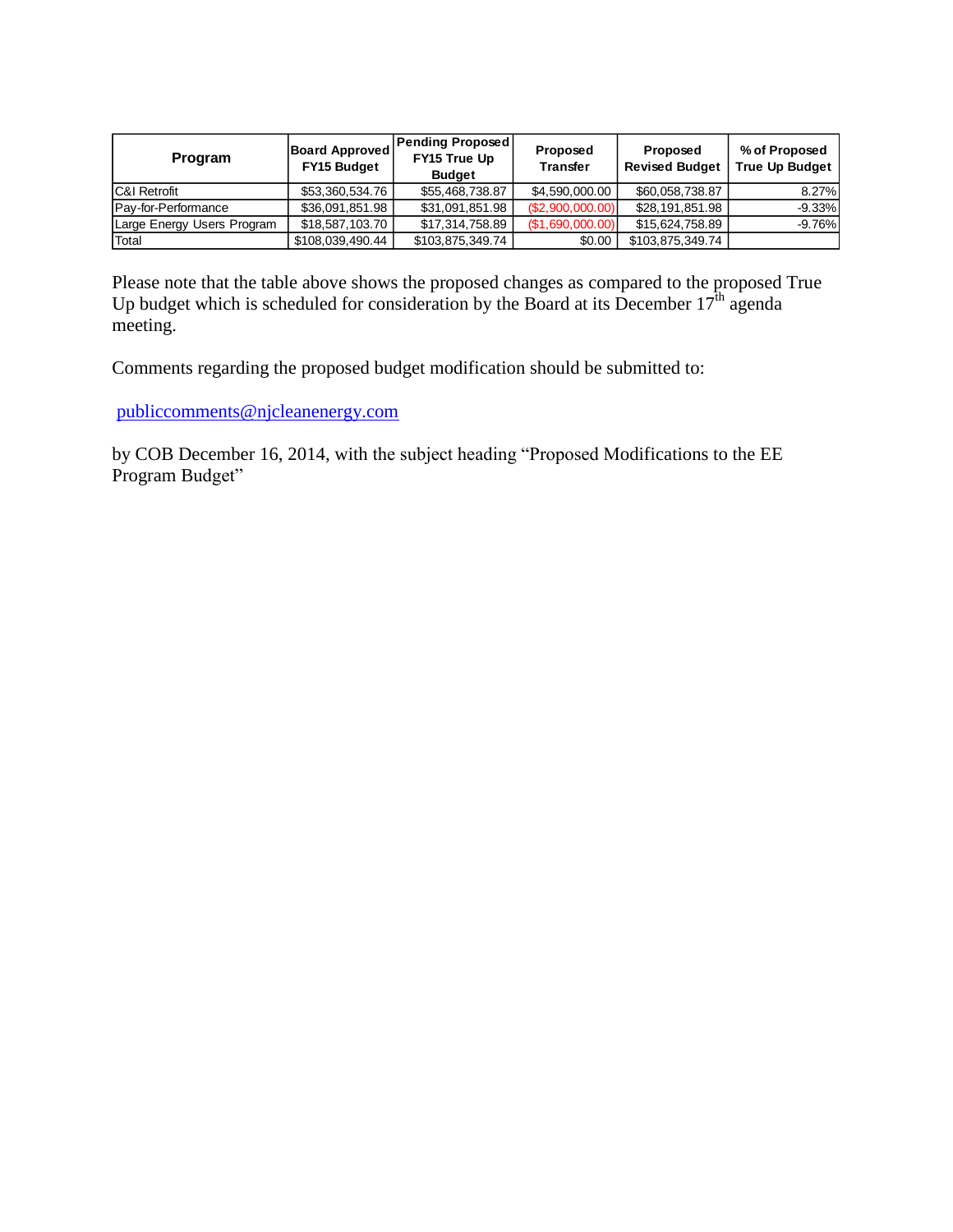| Program | Board Approved FY15 Budget | Pending Proposed FY15 True Up Budget | Proposed Transfer | Proposed Revised Budget | % of Proposed True Up Budget |
|---|---|---|---|---|---|
| C&I Retrofit | $53,360,534.76 | $55,468,738.87 | $4,590,000.00 | $60,058,738.87 | 8.27% |
| Pay-for-Performance | $36,091,851.98 | $31,091,851.98 | ($2,900,000.00) | $28,191,851.98 | -9.33% |
| Large Energy Users Program | $18,587,103.70 | $17,314,758.89 | ($1,690,000.00) | $15,624,758.89 | -9.76% |
| Total | $108,039,490.44 | $103,875,349.74 | $0.00 | $103,875,349.74 | |

Please note that the table above shows the proposed changes as compared to the proposed True Up budget which is scheduled for consideration by the Board at its December 17th agenda meeting.

Comments regarding the proposed budget modification should be submitted to:

publiccomments@njcleanenergy.com

by COB December 16, 2014, with the subject heading "Proposed Modifications to the EE Program Budget"